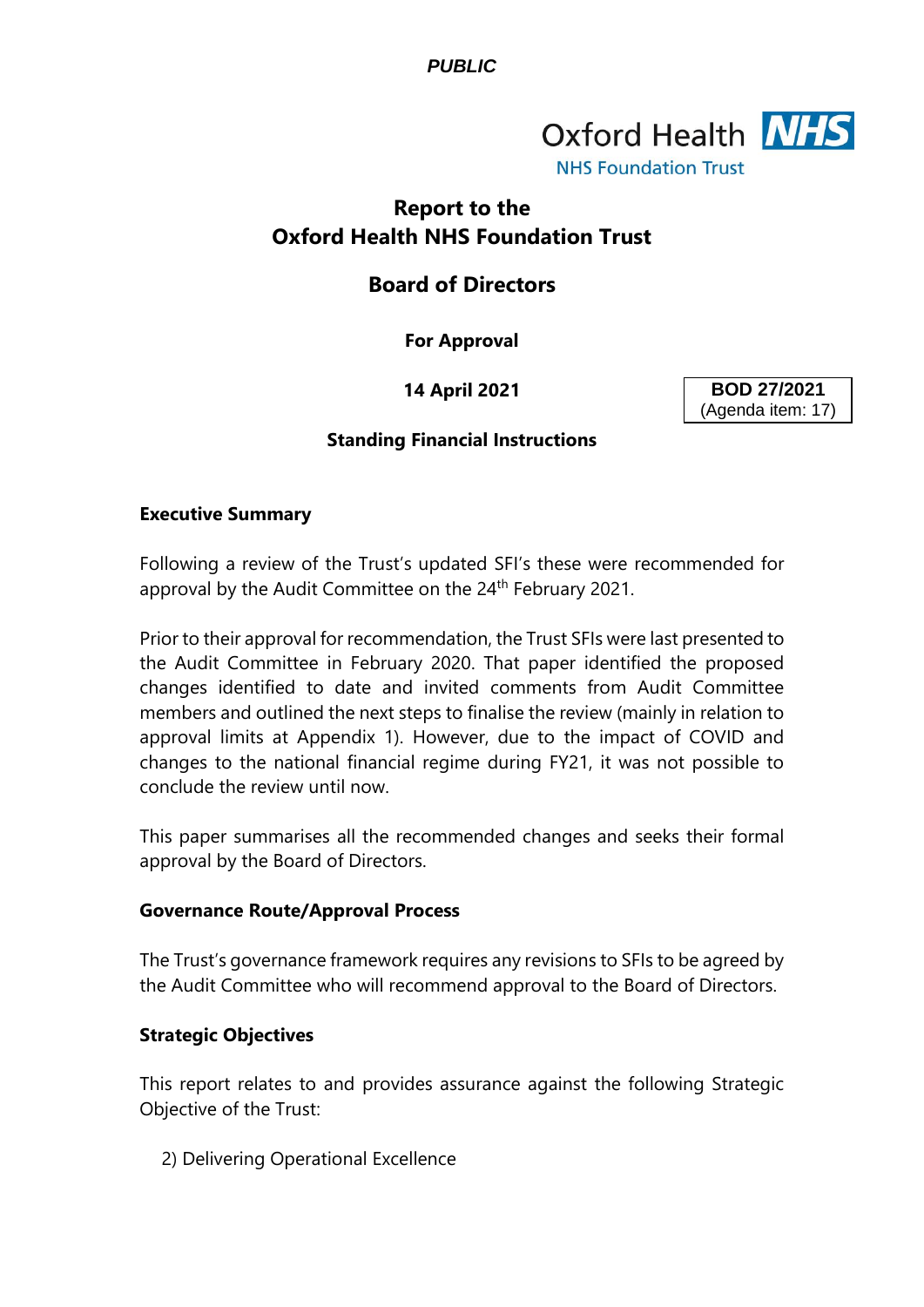*PUBLIC*

Oxford Health NHS
NHS Foundation Trust

# Report to the Oxford Health NHS Foundation Trust

## Board of Directors

**For Approval**

**14 April 2021**

**BOD 27/2021**
(Agenda item: 17)

**Standing Financial Instructions**

### Executive Summary

Following a review of the Trust's updated SFI's these were recommended for approval by the Audit Committee on the 24th February 2021.

Prior to their approval for recommendation, the Trust SFIs were last presented to the Audit Committee in February 2020. That paper identified the proposed changes identified to date and invited comments from Audit Committee members and outlined the next steps to finalise the review (mainly in relation to approval limits at Appendix 1). However, due to the impact of COVID and changes to the national financial regime during FY21, it was not possible to conclude the review until now.

This paper summarises all the recommended changes and seeks their formal approval by the Board of Directors.

### Governance Route/Approval Process

The Trust's governance framework requires any revisions to SFIs to be agreed by the Audit Committee who will recommend approval to the Board of Directors.

### Strategic Objectives

This report relates to and provides assurance against the following Strategic Objective of the Trust:

2) Delivering Operational Excellence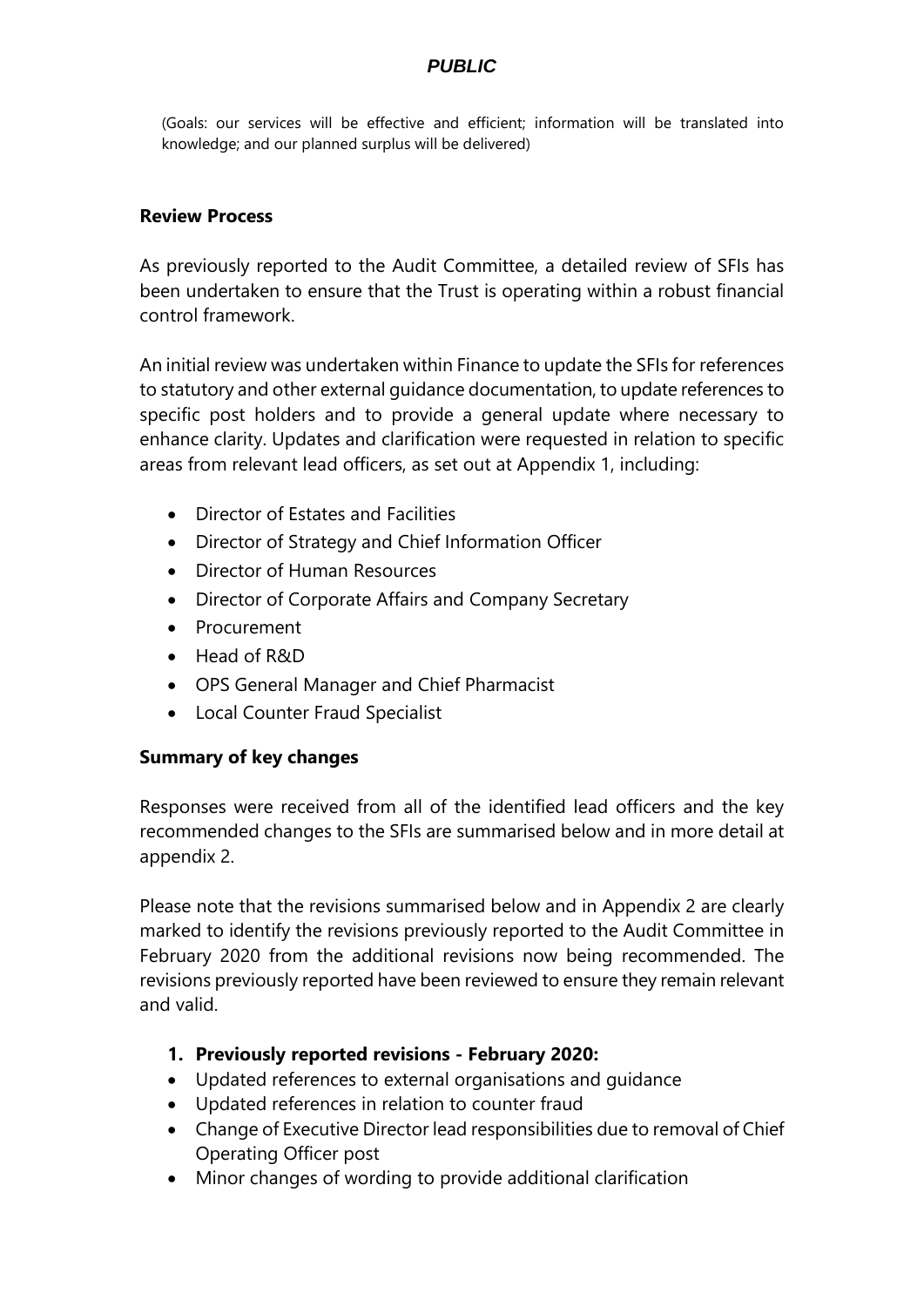(Goals: our services will be effective and efficient; information will be translated into knowledge; and our planned surplus will be delivered)

**Review Process**

As previously reported to the Audit Committee, a detailed review of SFIs has been undertaken to ensure that the Trust is operating within a robust financial control framework.

An initial review was undertaken within Finance to update the SFIs for references to statutory and other external guidance documentation, to update references to specific post holders and to provide a general update where necessary to enhance clarity. Updates and clarification were requested in relation to specific areas from relevant lead officers, as set out at Appendix 1, including:

- Director of Estates and Facilities
- Director of Strategy and Chief Information Officer
- Director of Human Resources
- Director of Corporate Affairs and Company Secretary
- Procurement
- Head of R&D
- OPS General Manager and Chief Pharmacist
- Local Counter Fraud Specialist

**Summary of key changes**

Responses were received from all of the identified lead officers and the key recommended changes to the SFIs are summarised below and in more detail at appendix 2.

Please note that the revisions summarised below and in Appendix 2 are clearly marked to identify the revisions previously reported to the Audit Committee in February 2020 from the additional revisions now being recommended. The revisions previously reported have been reviewed to ensure they remain relevant and valid.

1. **Previously reported revisions - February 2020:**

- Updated references to external organisations and guidance
- Updated references in relation to counter fraud
- Change of Executive Director lead responsibilities due to removal of Chief Operating Officer post
- Minor changes of wording to provide additional clarification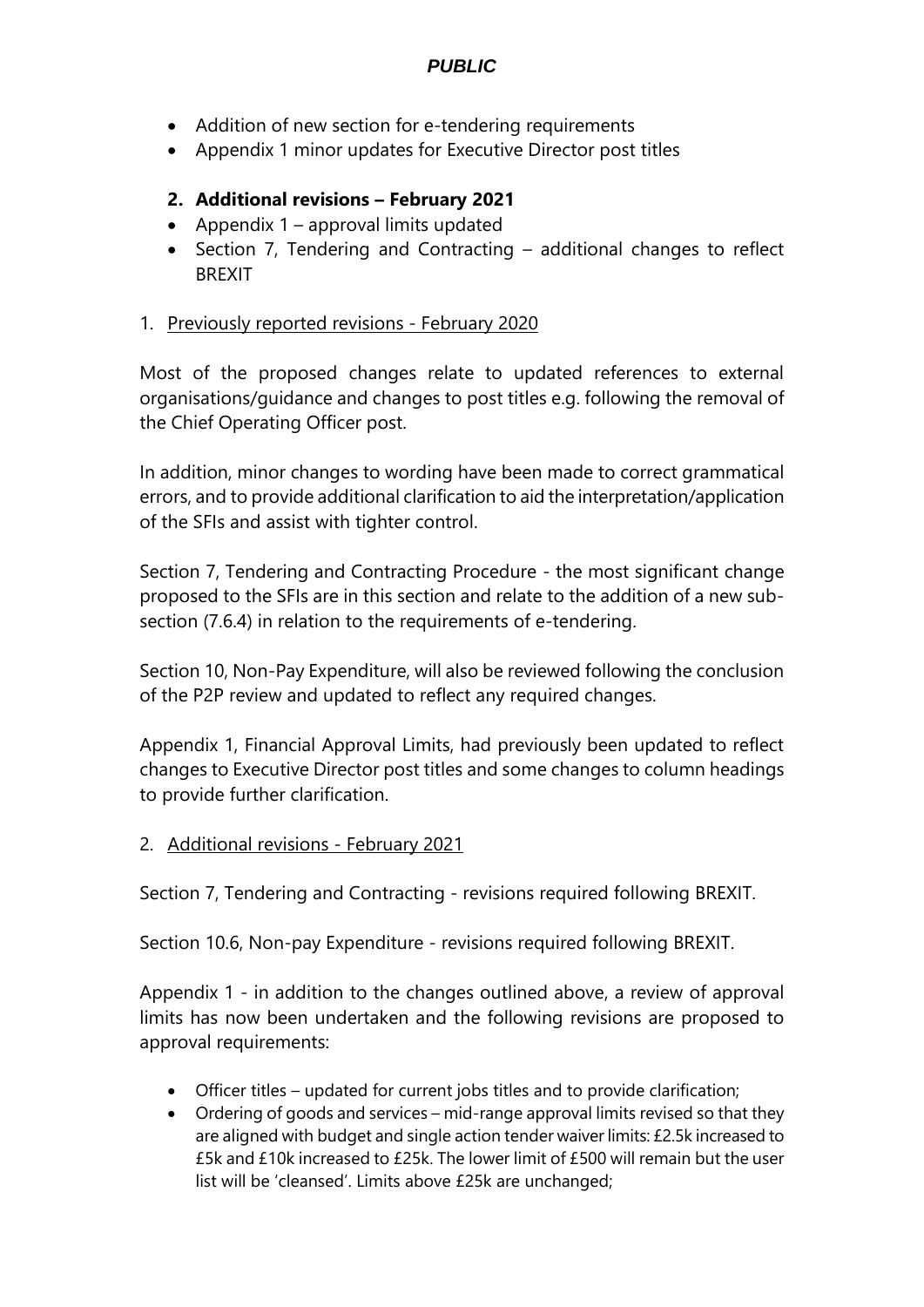- Addition of new section for e-tendering requirements
- Appendix 1 minor updates for Executive Director post titles

**2. Additional revisions – February 2021**

- Appendix 1 – approval limits updated
- Section 7, Tendering and Contracting – additional changes to reflect BREXIT

1. Previously reported revisions - February 2020

Most of the proposed changes relate to updated references to external organisations/guidance and changes to post titles e.g. following the removal of the Chief Operating Officer post.

In addition, minor changes to wording have been made to correct grammatical errors, and to provide additional clarification to aid the interpretation/application of the SFIs and assist with tighter control.

Section 7, Tendering and Contracting Procedure - the most significant change proposed to the SFIs are in this section and relate to the addition of a new sub-section (7.6.4) in relation to the requirements of e-tendering.

Section 10, Non-Pay Expenditure, will also be reviewed following the conclusion of the P2P review and updated to reflect any required changes.

Appendix 1, Financial Approval Limits, had previously been updated to reflect changes to Executive Director post titles and some changes to column headings to provide further clarification.

2. Additional revisions - February 2021

Section 7, Tendering and Contracting - revisions required following BREXIT.

Section 10.6, Non-pay Expenditure - revisions required following BREXIT.

Appendix 1 - in addition to the changes outlined above, a review of approval limits has now been undertaken and the following revisions are proposed to approval requirements:

- Officer titles – updated for current jobs titles and to provide clarification;
- Ordering of goods and services – mid-range approval limits revised so that they are aligned with budget and single action tender waiver limits: £2.5k increased to £5k and £10k increased to £25k. The lower limit of £500 will remain but the user list will be 'cleansed'. Limits above £25k are unchanged;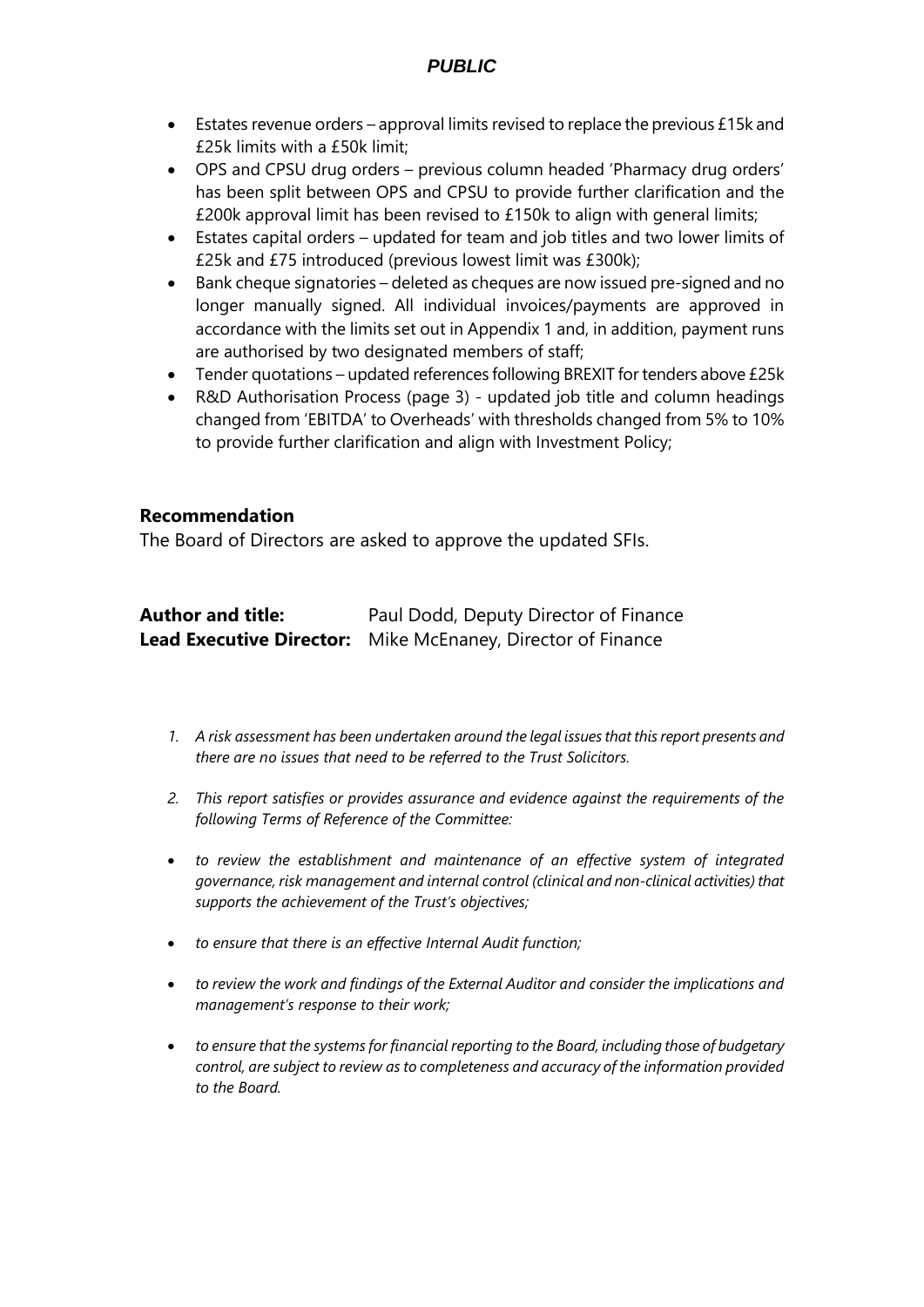- Estates revenue orders – approval limits revised to replace the previous £15k and £25k limits with a £50k limit;
- OPS and CPSU drug orders – previous column headed 'Pharmacy drug orders' has been split between OPS and CPSU to provide further clarification and the £200k approval limit has been revised to £150k to align with general limits;
- Estates capital orders – updated for team and job titles and two lower limits of £25k and £75 introduced (previous lowest limit was £300k);
- Bank cheque signatories – deleted as cheques are now issued pre-signed and no longer manually signed. All individual invoices/payments are approved in accordance with the limits set out in Appendix 1 and, in addition, payment runs are authorised by two designated members of staff;
- Tender quotations – updated references following BREXIT for tenders above £25k
- R&D Authorisation Process (page 3) - updated job title and column headings changed from 'EBITDA' to Overheads' with thresholds changed from 5% to 10% to provide further clarification and align with Investment Policy;

### Recommendation

The Board of Directors are asked to approve the updated SFIs.

**Author and title:** Paul Dodd, Deputy Director of Finance
**Lead Executive Director:** Mike McEnaney, Director of Finance

1. *A risk assessment has been undertaken around the legal issues that this report presents and there are no issues that need to be referred to the Trust Solicitors.*

2. *This report satisfies or provides assurance and evidence against the requirements of the following Terms of Reference of the Committee:*

- *to review the establishment and maintenance of an effective system of integrated governance, risk management and internal control (clinical and non-clinical activities) that supports the achievement of the Trust's objectives;*

- *to ensure that there is an effective Internal Audit function;*

- *to review the work and findings of the External Auditor and consider the implications and management's response to their work;*

- *to ensure that the systems for financial reporting to the Board, including those of budgetary control, are subject to review as to completeness and accuracy of the information provided to the Board.*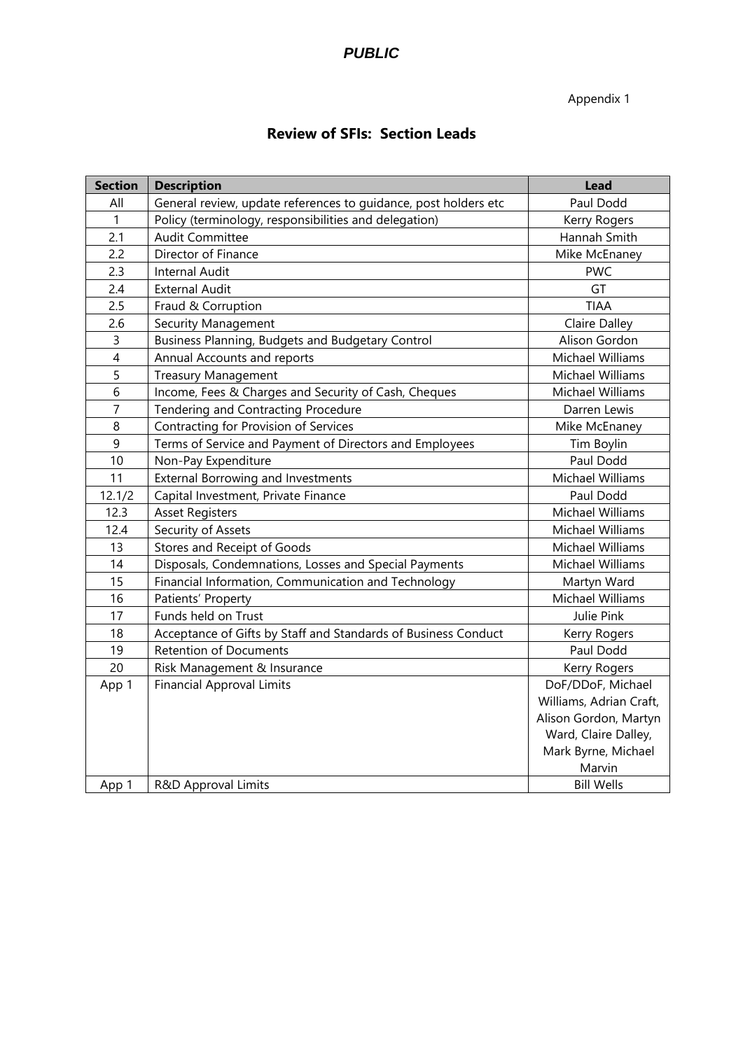*PUBLIC*

Appendix 1

## Review of SFIs: Section Leads

| Section | Description | Lead |
|---|---|---|
| All | General review, update references to guidance, post holders etc | Paul Dodd |
| 1 | Policy (terminology, responsibilities and delegation) | Kerry Rogers |
| 2.1 | Audit Committee | Hannah Smith |
| 2.2 | Director of Finance | Mike McEnaney |
| 2.3 | Internal Audit | PWC |
| 2.4 | External Audit | GT |
| 2.5 | Fraud & Corruption | TIAA |
| 2.6 | Security Management | Claire Dalley |
| 3 | Business Planning, Budgets and Budgetary Control | Alison Gordon |
| 4 | Annual Accounts and reports | Michael Williams |
| 5 | Treasury Management | Michael Williams |
| 6 | Income, Fees & Charges and Security of Cash, Cheques | Michael Williams |
| 7 | Tendering and Contracting Procedure | Darren Lewis |
| 8 | Contracting for Provision of Services | Mike McEnaney |
| 9 | Terms of Service and Payment of Directors and Employees | Tim Boylin |
| 10 | Non-Pay Expenditure | Paul Dodd |
| 11 | External Borrowing and Investments | Michael Williams |
| 12.1/2 | Capital Investment, Private Finance | Paul Dodd |
| 12.3 | Asset Registers | Michael Williams |
| 12.4 | Security of Assets | Michael Williams |
| 13 | Stores and Receipt of Goods | Michael Williams |
| 14 | Disposals, Condemnations, Losses and Special Payments | Michael Williams |
| 15 | Financial Information, Communication and Technology | Martyn Ward |
| 16 | Patients' Property | Michael Williams |
| 17 | Funds held on Trust | Julie Pink |
| 18 | Acceptance of Gifts by Staff and Standards of Business Conduct | Kerry Rogers |
| 19 | Retention of Documents | Paul Dodd |
| 20 | Risk Management & Insurance | Kerry Rogers |
| App 1 | Financial Approval Limits | DoF/DDoF, Michael Williams, Adrian Craft, Alison Gordon, Martyn Ward, Claire Dalley, Mark Byrne, Michael Marvin |
| App 1 | R&D Approval Limits | Bill Wells |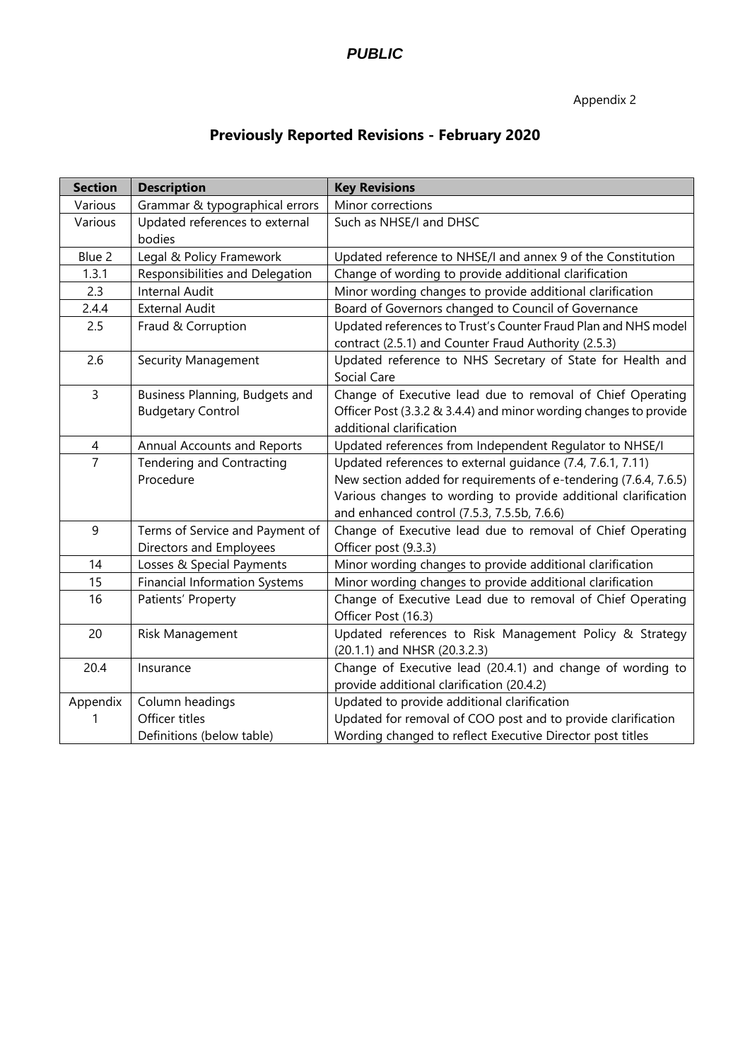Appendix 2

## Previously Reported Revisions - February 2020

| Section | Description | Key Revisions |
|---|---|---|
| Various | Grammar & typographical errors | Minor corrections |
| Various | Updated references to external bodies | Such as NHSE/I and DHSC |
| Blue 2 | Legal & Policy Framework | Updated reference to NHSE/I and annex 9 of the Constitution |
| 1.3.1 | Responsibilities and Delegation | Change of wording to provide additional clarification |
| 2.3 | Internal Audit | Minor wording changes to provide additional clarification |
| 2.4.4 | External Audit | Board of Governors changed to Council of Governance |
| 2.5 | Fraud & Corruption | Updated references to Trust's Counter Fraud Plan and NHS model contract (2.5.1) and Counter Fraud Authority (2.5.3) |
| 2.6 | Security Management | Updated reference to NHS Secretary of State for Health and Social Care |
| 3 | Business Planning, Budgets and Budgetary Control | Change of Executive lead due to removal of Chief Operating Officer Post (3.3.2 & 3.4.4) and minor wording changes to provide additional clarification |
| 4 | Annual Accounts and Reports | Updated references from Independent Regulator to NHSE/I |
| 7 | Tendering and Contracting Procedure | Updated references to external guidance (7.4, 7.6.1, 7.11)<br>New section added for requirements of e-tendering (7.6.4, 7.6.5)<br>Various changes to wording to provide additional clarification and enhanced control (7.5.3, 7.5.5b, 7.6.6) |
| 9 | Terms of Service and Payment of Directors and Employees | Change of Executive lead due to removal of Chief Operating Officer post (9.3.3) |
| 14 | Losses & Special Payments | Minor wording changes to provide additional clarification |
| 15 | Financial Information Systems | Minor wording changes to provide additional clarification |
| 16 | Patients' Property | Change of Executive Lead due to removal of Chief Operating Officer Post (16.3) |
| 20 | Risk Management | Updated references to Risk Management Policy & Strategy (20.1.1) and NHSR (20.3.2.3) |
| 20.4 | Insurance | Change of Executive lead (20.4.1) and change of wording to provide additional clarification (20.4.2) |
| Appendix 1 | Column headings<br>Officer titles<br>Definitions (below table) | Updated to provide additional clarification<br>Updated for removal of COO post and to provide clarification<br>Wording changed to reflect Executive Director post titles |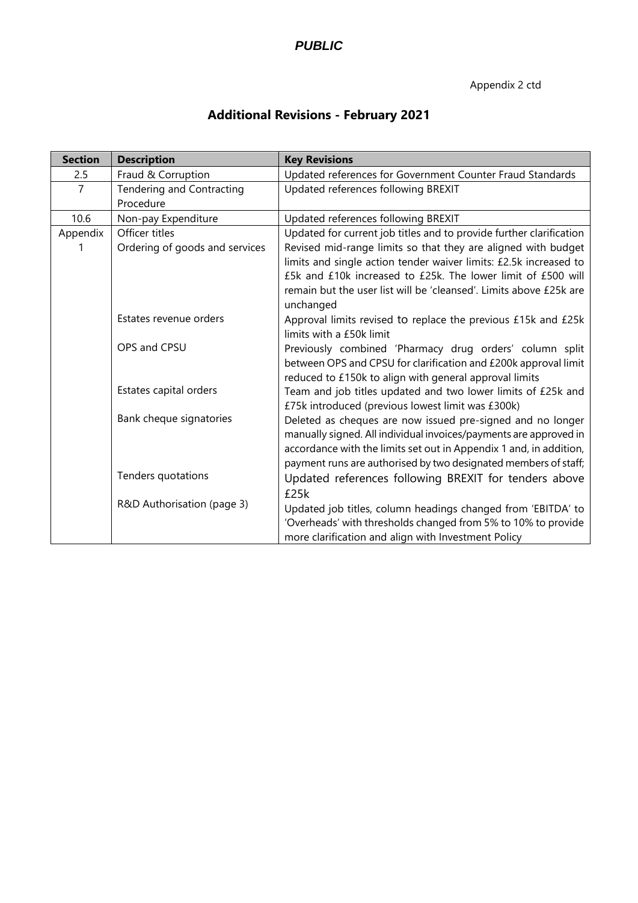Appendix 2 ctd

## Additional Revisions - February 2021

| Section | Description | Key Revisions |
| --- | --- | --- |
| 2.5 | Fraud & Corruption | Updated references for Government Counter Fraud Standards |
| 7 | Tendering and Contracting Procedure | Updated references following BREXIT |
| 10.6 | Non-pay Expenditure | Updated references following BREXIT |
| Appendix 1 | Officer titles | Updated for current job titles and to provide further clarification |
| | Ordering of goods and services | Revised mid-range limits so that they are aligned with budget limits and single action tender waiver limits: £2.5k increased to £5k and £10k increased to £25k. The lower limit of £500 will remain but the user list will be 'cleansed'. Limits above £25k are unchanged |
| | Estates revenue orders | Approval limits revised to replace the previous £15k and £25k limits with a £50k limit |
| | OPS and CPSU | Previously combined 'Pharmacy drug orders' column split between OPS and CPSU for clarification and £200k approval limit reduced to £150k to align with general approval limits |
| | Estates capital orders | Team and job titles updated and two lower limits of £25k and £75k introduced (previous lowest limit was £300k) |
| | Bank cheque signatories | Deleted as cheques are now issued pre-signed and no longer manually signed. All individual invoices/payments are approved in accordance with the limits set out in Appendix 1 and, in addition, payment runs are authorised by two designated members of staff; |
| | Tenders quotations | Updated references following BREXIT for tenders above £25k |
| | R&D Authorisation (page 3) | Updated job titles, column headings changed from 'EBITDA' to 'Overheads' with thresholds changed from 5% to 10% to provide more clarification and align with Investment Policy |